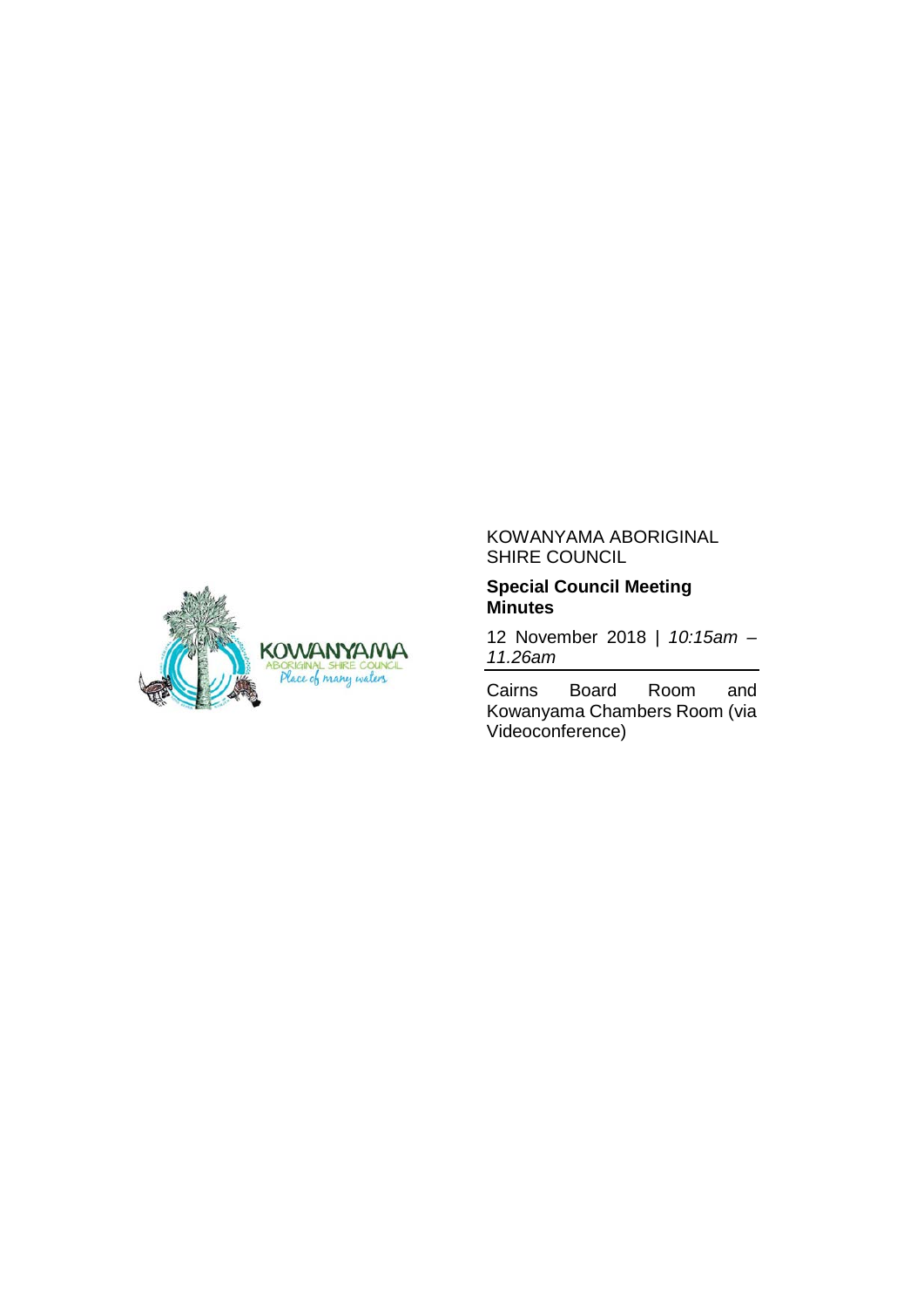KOWANYAMA ABORIGINAL SHIRE COUNCIL

**Special Council Meeting Minutes**

12 November 2018 | *10:15am – 11.26am*

Cairns Board Room and Kowanyama Chambers Room (via Videoconference)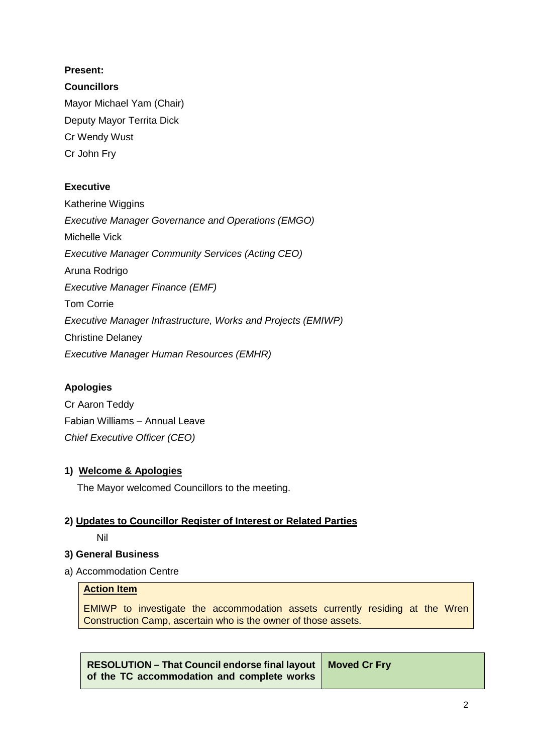**Present:**

**Councillors**

Mayor Michael Yam (Chair)

Deputy Mayor Territa Dick

Cr Wendy Wust

Cr John Fry

**Executive**

Katherine Wiggins

*Executive Manager Governance and Operations (EMGO)*

Michelle Vick

*Executive Manager Community Services (Acting CEO)*

Aruna Rodrigo

*Executive Manager Finance (EMF)*

Tom Corrie

*Executive Manager Infrastructure, Works and Projects (EMIWP)*

Christine Delaney

*Executive Manager Human Resources (EMHR)*

**Apologies**

Cr Aaron Teddy

Fabian Williams – Annual Leave

*Chief Executive Officer (CEO)*

**1) Welcome & Apologies**

The Mayor welcomed Councillors to the meeting.

**2) Updates to Councillor Register of Interest or Related Parties**

Nil

**3) General Business**

a) Accommodation Centre

| **Action Item** |
| --- |
| EMIWP to investigate the accommodation assets currently residing at the Wren Construction Camp, ascertain who is the owner of those assets. |

| **RESOLUTION – That Council endorse final layout of the TC accommodation and complete works** | **Moved Cr Fry** |
| --- | --- |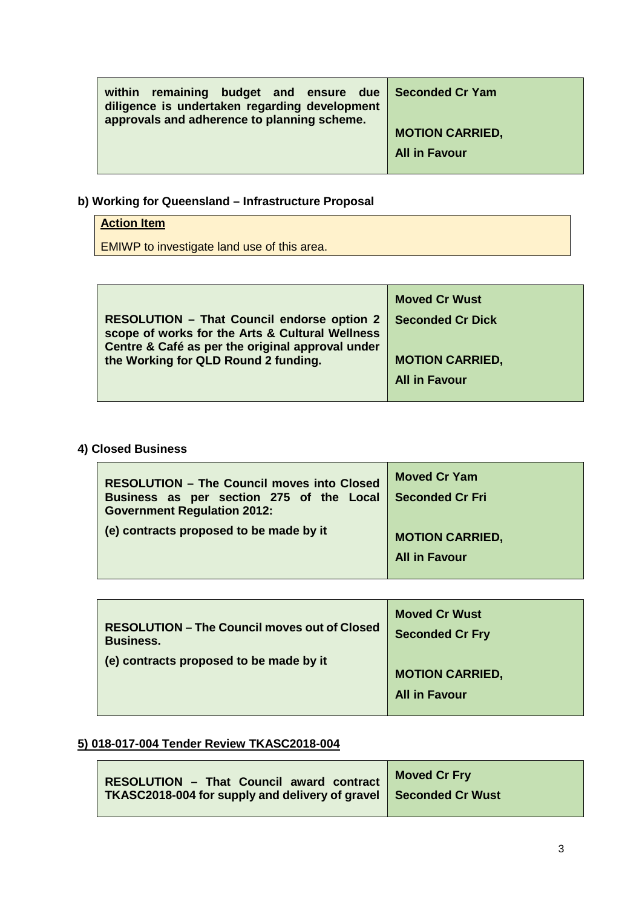| | |
|---|---|
| **within remaining budget and ensure due diligence is undertaken regarding development approvals and adherence to planning scheme.** | **Seconded Cr Yam**<br><br>**MOTION CARRIED,**<br><br>**All in Favour** |

**b) Working for Queensland – Infrastructure Proposal**

| **Action Item** |
|---|
| EMIWP to investigate land use of this area. |

| | |
|---|---|
| **RESOLUTION – That Council endorse option 2 scope of works for the Arts & Cultural Wellness Centre & Café as per the original approval under the Working for QLD Round 2 funding.** | **Moved Cr Wust**<br><br>**Seconded Cr Dick**<br><br>**MOTION CARRIED,**<br><br>**All in Favour** |

**4) Closed Business**

| | |
|---|---|
| **RESOLUTION – The Council moves into Closed Business as per section 275 of the Local Government Regulation 2012:**<br><br>**(e) contracts proposed to be made by it** | **Moved Cr Yam**<br><br>**Seconded Cr Fri**<br><br>**MOTION CARRIED,**<br><br>**All in Favour** |

| | |
|---|---|
| **RESOLUTION – The Council moves out of Closed Business.**<br><br>**(e) contracts proposed to be made by it** | **Moved Cr Wust**<br><br>**Seconded Cr Fry**<br><br>**MOTION CARRIED,**<br><br>**All in Favour** |

**5) 018-017-004 Tender Review TKASC2018-004**

| | |
|---|---|
| **RESOLUTION – That Council award contract TKASC2018-004 for supply and delivery of gravel** | **Moved Cr Fry**<br><br>**Seconded Cr Wust** |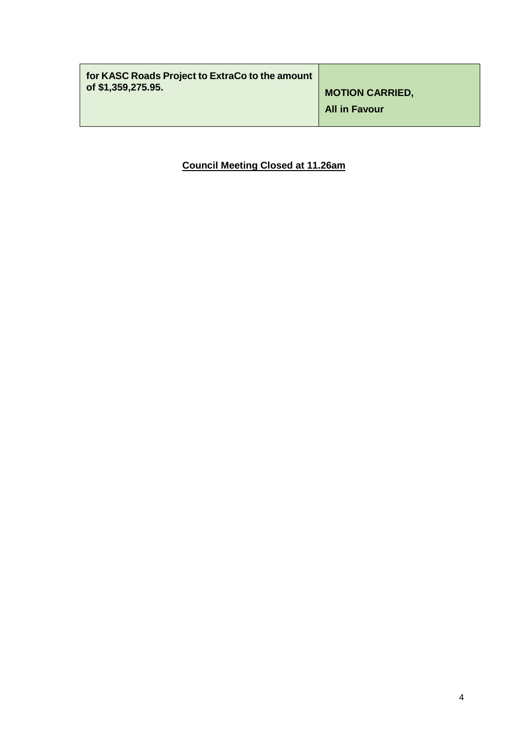| | |
|---|---|
| **for KASC Roads Project to ExtraCo to the amount of $1,359,275.95.** | **MOTION CARRIED,**<br>**All in Favour** |

**Council Meeting Closed at 11.26am**